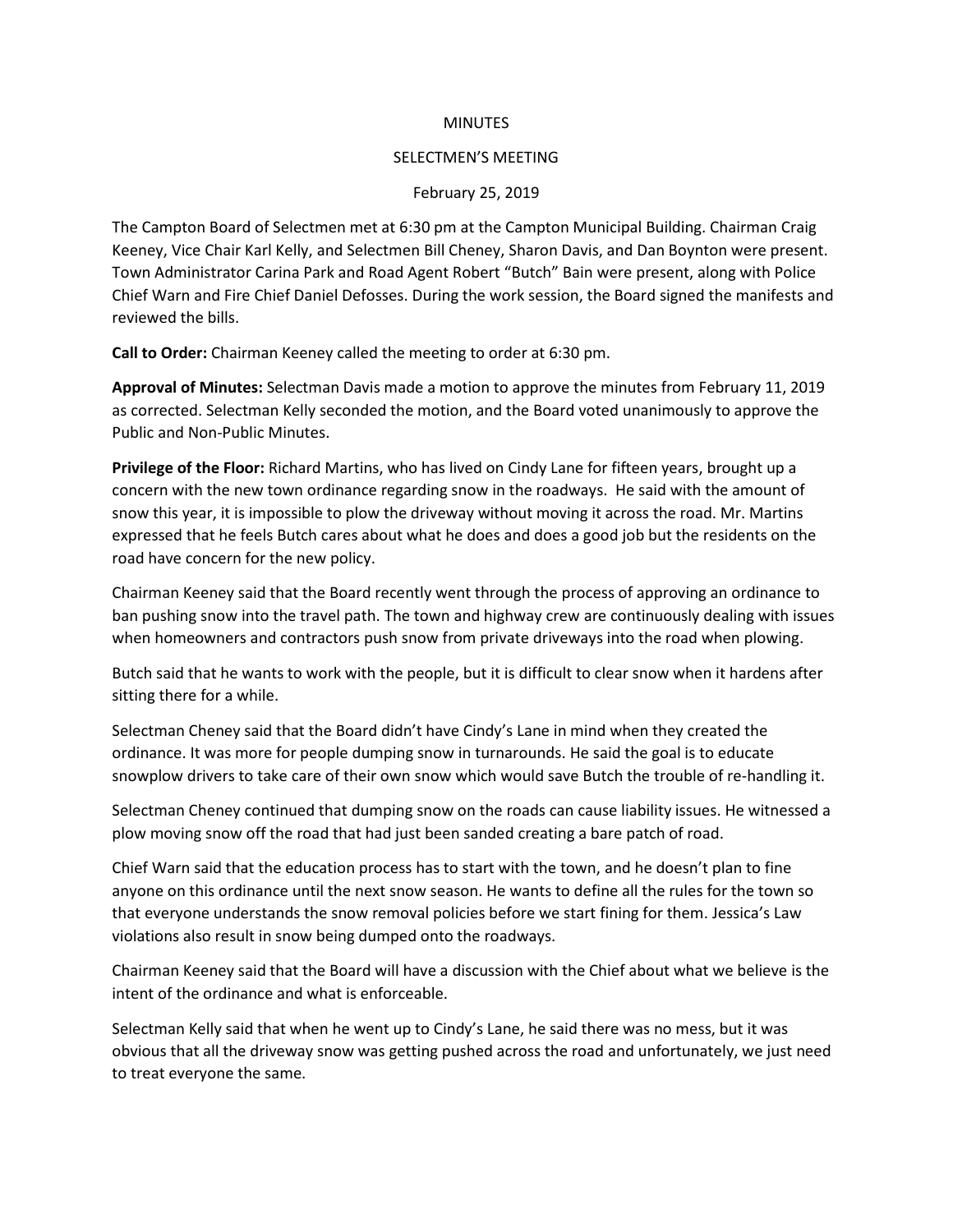MINUTES

SELECTMEN'S MEETING

February 25, 2019

The Campton Board of Selectmen met at 6:30 pm at the Campton Municipal Building. Chairman Craig Keeney, Vice Chair Karl Kelly, and Selectmen Bill Cheney, Sharon Davis, and Dan Boynton were present. Town Administrator Carina Park and Road Agent Robert "Butch" Bain were present, along with Police Chief Warn and Fire Chief Daniel Defosses. During the work session, the Board signed the manifests and reviewed the bills.

**Call to Order:** Chairman Keeney called the meeting to order at 6:30 pm.

**Approval of Minutes:** Selectman Davis made a motion to approve the minutes from February 11, 2019 as corrected. Selectman Kelly seconded the motion, and the Board voted unanimously to approve the Public and Non-Public Minutes.

**Privilege of the Floor:** Richard Martins, who has lived on Cindy Lane for fifteen years, brought up a concern with the new town ordinance regarding snow in the roadways. He said with the amount of snow this year, it is impossible to plow the driveway without moving it across the road. Mr. Martins expressed that he feels Butch cares about what he does and does a good job but the residents on the road have concern for the new policy.

Chairman Keeney said that the Board recently went through the process of approving an ordinance to ban pushing snow into the travel path. The town and highway crew are continuously dealing with issues when homeowners and contractors push snow from private driveways into the road when plowing.

Butch said that he wants to work with the people, but it is difficult to clear snow when it hardens after sitting there for a while.

Selectman Cheney said that the Board didn't have Cindy's Lane in mind when they created the ordinance. It was more for people dumping snow in turnarounds. He said the goal is to educate snowplow drivers to take care of their own snow which would save Butch the trouble of re-handling it.

Selectman Cheney continued that dumping snow on the roads can cause liability issues. He witnessed a plow moving snow off the road that had just been sanded creating a bare patch of road.

Chief Warn said that the education process has to start with the town, and he doesn't plan to fine anyone on this ordinance until the next snow season. He wants to define all the rules for the town so that everyone understands the snow removal policies before we start fining for them. Jessica's Law violations also result in snow being dumped onto the roadways.

Chairman Keeney said that the Board will have a discussion with the Chief about what we believe is the intent of the ordinance and what is enforceable.

Selectman Kelly said that when he went up to Cindy's Lane, he said there was no mess, but it was obvious that all the driveway snow was getting pushed across the road and unfortunately, we just need to treat everyone the same.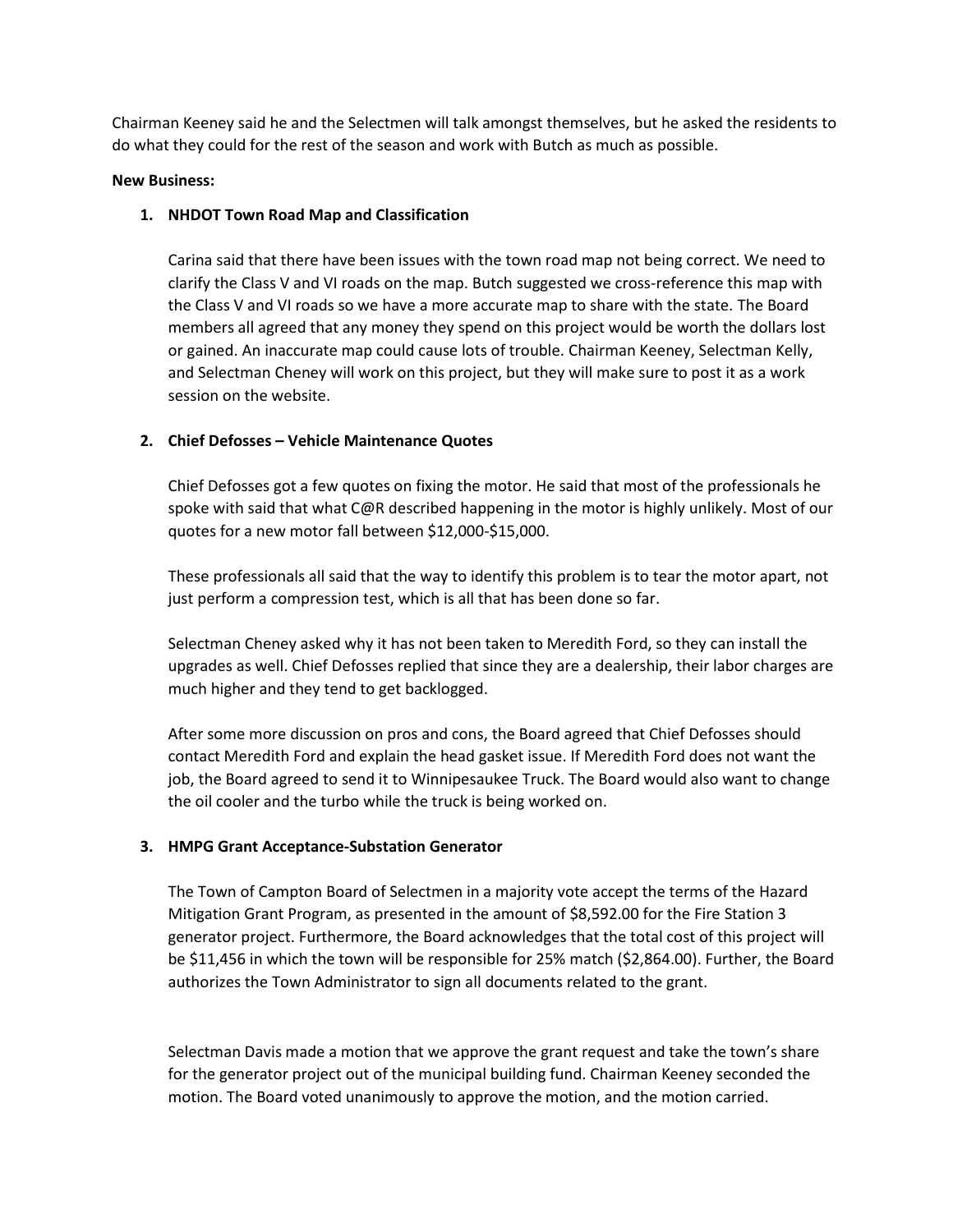Chairman Keeney said he and the Selectmen will talk amongst themselves, but he asked the residents to do what they could for the rest of the season and work with Butch as much as possible.

**New Business:**

1. **NHDOT Town Road Map and Classification**

   Carina said that there have been issues with the town road map not being correct. We need to clarify the Class V and VI roads on the map. Butch suggested we cross-reference this map with the Class V and VI roads so we have a more accurate map to share with the state. The Board members all agreed that any money they spend on this project would be worth the dollars lost or gained. An inaccurate map could cause lots of trouble. Chairman Keeney, Selectman Kelly, and Selectman Cheney will work on this project, but they will make sure to post it as a work session on the website.

2. **Chief Defosses – Vehicle Maintenance Quotes**

   Chief Defosses got a few quotes on fixing the motor. He said that most of the professionals he spoke with said that what C@R described happening in the motor is highly unlikely. Most of our quotes for a new motor fall between $12,000-$15,000.

   These professionals all said that the way to identify this problem is to tear the motor apart, not just perform a compression test, which is all that has been done so far.

   Selectman Cheney asked why it has not been taken to Meredith Ford, so they can install the upgrades as well. Chief Defosses replied that since they are a dealership, their labor charges are much higher and they tend to get backlogged.

   After some more discussion on pros and cons, the Board agreed that Chief Defosses should contact Meredith Ford and explain the head gasket issue. If Meredith Ford does not want the job, the Board agreed to send it to Winnipesaukee Truck. The Board would also want to change the oil cooler and the turbo while the truck is being worked on.

3. **HMPG Grant Acceptance-Substation Generator**

   The Town of Campton Board of Selectmen in a majority vote accept the terms of the Hazard Mitigation Grant Program, as presented in the amount of $8,592.00 for the Fire Station 3 generator project. Furthermore, the Board acknowledges that the total cost of this project will be $11,456 in which the town will be responsible for 25% match ($2,864.00). Further, the Board authorizes the Town Administrator to sign all documents related to the grant.

   Selectman Davis made a motion that we approve the grant request and take the town's share for the generator project out of the municipal building fund. Chairman Keeney seconded the motion. The Board voted unanimously to approve the motion, and the motion carried.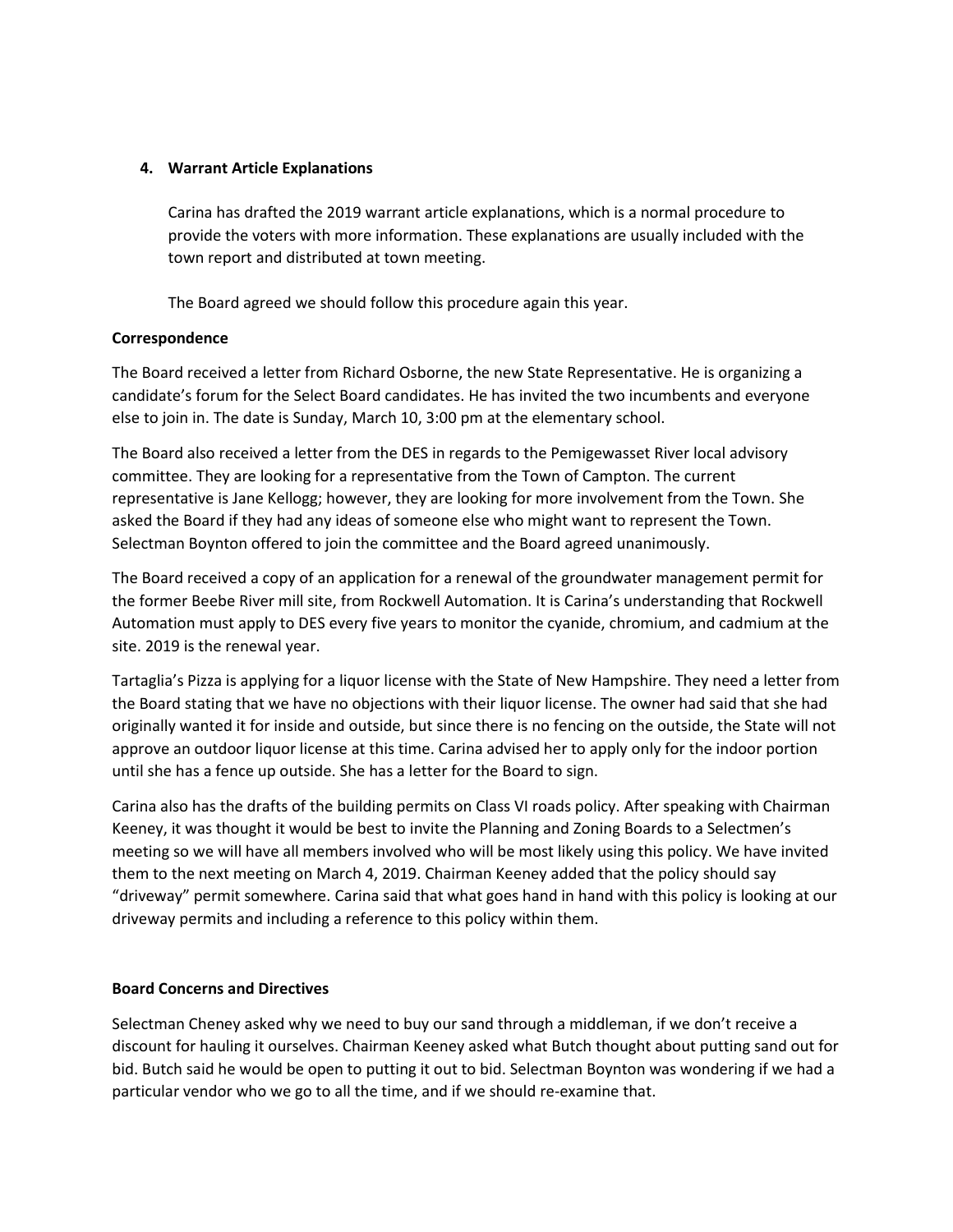4. **Warrant Article Explanations**

   Carina has drafted the 2019 warrant article explanations, which is a normal procedure to provide the voters with more information. These explanations are usually included with the town report and distributed at town meeting.

   The Board agreed we should follow this procedure again this year.

**Correspondence**

The Board received a letter from Richard Osborne, the new State Representative. He is organizing a candidate's forum for the Select Board candidates. He has invited the two incumbents and everyone else to join in. The date is Sunday, March 10, 3:00 pm at the elementary school.

The Board also received a letter from the DES in regards to the Pemigewasset River local advisory committee. They are looking for a representative from the Town of Campton. The current representative is Jane Kellogg; however, they are looking for more involvement from the Town. She asked the Board if they had any ideas of someone else who might want to represent the Town. Selectman Boynton offered to join the committee and the Board agreed unanimously.

The Board received a copy of an application for a renewal of the groundwater management permit for the former Beebe River mill site, from Rockwell Automation. It is Carina's understanding that Rockwell Automation must apply to DES every five years to monitor the cyanide, chromium, and cadmium at the site. 2019 is the renewal year.

Tartaglia's Pizza is applying for a liquor license with the State of New Hampshire. They need a letter from the Board stating that we have no objections with their liquor license. The owner had said that she had originally wanted it for inside and outside, but since there is no fencing on the outside, the State will not approve an outdoor liquor license at this time. Carina advised her to apply only for the indoor portion until she has a fence up outside. She has a letter for the Board to sign.

Carina also has the drafts of the building permits on Class VI roads policy. After speaking with Chairman Keeney, it was thought it would be best to invite the Planning and Zoning Boards to a Selectmen's meeting so we will have all members involved who will be most likely using this policy. We have invited them to the next meeting on March 4, 2019. Chairman Keeney added that the policy should say "driveway" permit somewhere. Carina said that what goes hand in hand with this policy is looking at our driveway permits and including a reference to this policy within them.

**Board Concerns and Directives**

Selectman Cheney asked why we need to buy our sand through a middleman, if we don't receive a discount for hauling it ourselves. Chairman Keeney asked what Butch thought about putting sand out for bid. Butch said he would be open to putting it out to bid. Selectman Boynton was wondering if we had a particular vendor who we go to all the time, and if we should re-examine that.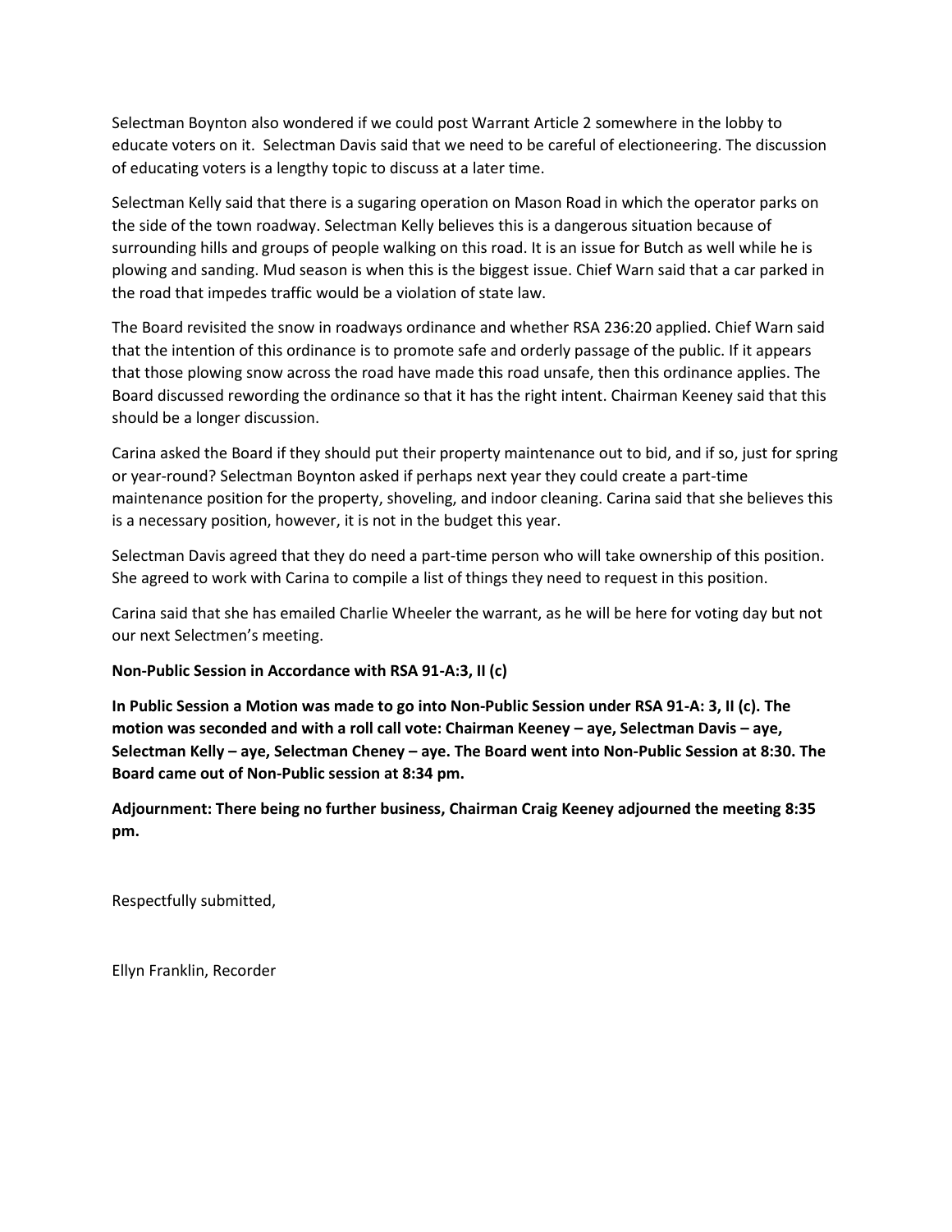Selectman Boynton also wondered if we could post Warrant Article 2 somewhere in the lobby to educate voters on it. Selectman Davis said that we need to be careful of electioneering. The discussion of educating voters is a lengthy topic to discuss at a later time.

Selectman Kelly said that there is a sugaring operation on Mason Road in which the operator parks on the side of the town roadway. Selectman Kelly believes this is a dangerous situation because of surrounding hills and groups of people walking on this road. It is an issue for Butch as well while he is plowing and sanding. Mud season is when this is the biggest issue. Chief Warn said that a car parked in the road that impedes traffic would be a violation of state law.

The Board revisited the snow in roadways ordinance and whether RSA 236:20 applied. Chief Warn said that the intention of this ordinance is to promote safe and orderly passage of the public. If it appears that those plowing snow across the road have made this road unsafe, then this ordinance applies. The Board discussed rewording the ordinance so that it has the right intent. Chairman Keeney said that this should be a longer discussion.

Carina asked the Board if they should put their property maintenance out to bid, and if so, just for spring or year-round? Selectman Boynton asked if perhaps next year they could create a part-time maintenance position for the property, shoveling, and indoor cleaning. Carina said that she believes this is a necessary position, however, it is not in the budget this year.

Selectman Davis agreed that they do need a part-time person who will take ownership of this position. She agreed to work with Carina to compile a list of things they need to request in this position.

Carina said that she has emailed Charlie Wheeler the warrant, as he will be here for voting day but not our next Selectmen's meeting.

**Non-Public Session in Accordance with RSA 91-A:3, II (c)**

**In Public Session a Motion was made to go into Non-Public Session under RSA 91-A: 3, II (c). The motion was seconded and with a roll call vote: Chairman Keeney – aye, Selectman Davis – aye, Selectman Kelly – aye, Selectman Cheney – aye. The Board went into Non-Public Session at 8:30. The Board came out of Non-Public session at 8:34 pm.**

**Adjournment: There being no further business, Chairman Craig Keeney adjourned the meeting 8:35 pm.**

Respectfully submitted,

Ellyn Franklin, Recorder